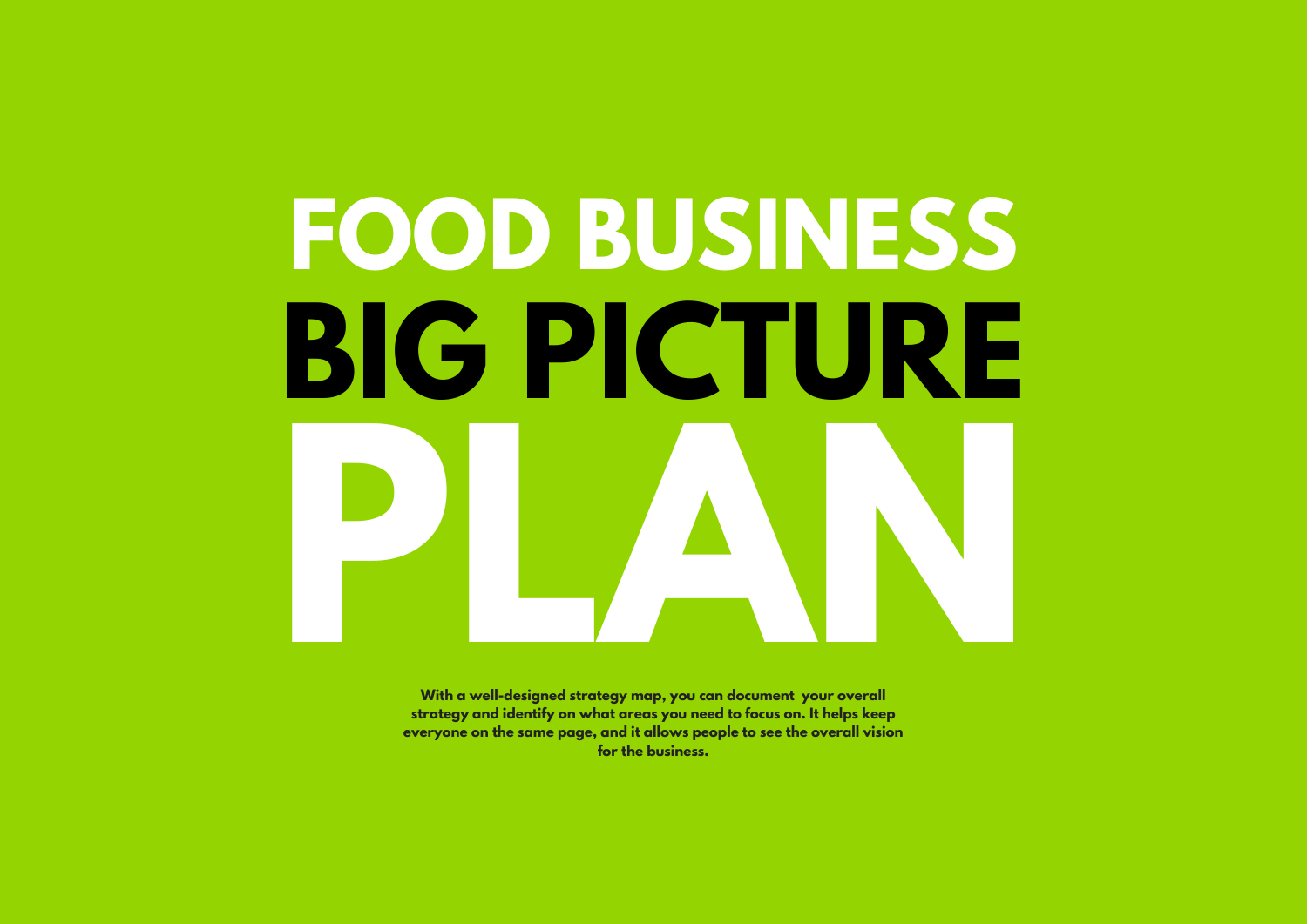# FOOD BUSINESS BIG PICTURE PLAN

**With a well-designed strategy map, you can document your overall strategy and identify on what areas you need to focus on. It helps keep everyone on the same page, and it allows people to see the overall vision for the business.**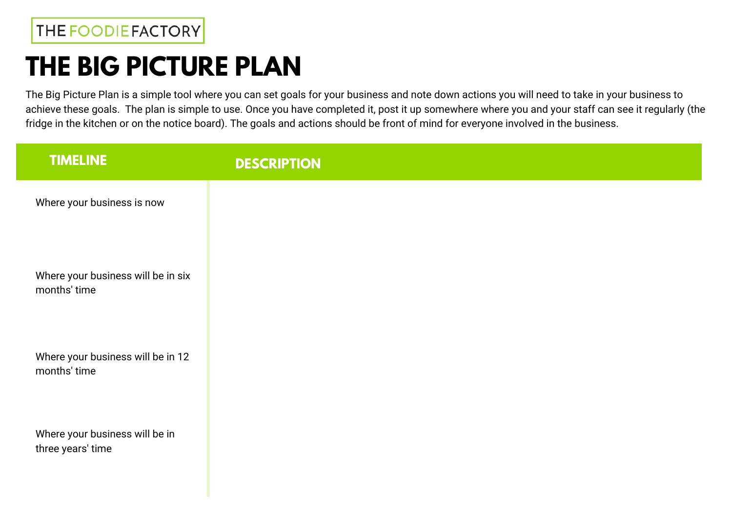THE FOODIE FACTORY

# THE BIG PICTURE PLAN

The Big Picture Plan is a simple tool where you can set goals for your business and note down actions you will need to take in your business to achieve these goals. The plan is simple to use. Once you have completed it, post it up somewhere where you and your staff can see it regularly (the fridge in the kitchen or on the notice board). The goals and actions should be front of mind for everyone involved in the business.

| TIMELINE | DESCRIPTION |
| --- | --- |
| Where your business is now | |
| Where your business will be in six months' time | |
| Where your business will be in 12 months' time | |
| Where your business will be in three years' time | |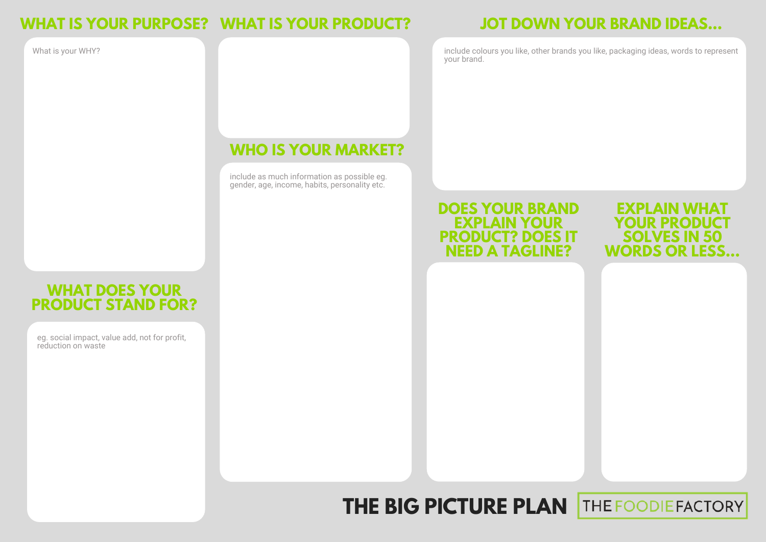## WHAT IS YOUR PURPOSE?

What is your WHY?

## WHAT DOES YOUR PRODUCT STAND FOR?

eg. social impact, value add, not for profit, reduction on waste

## WHAT IS YOUR PRODUCT?

## WHO IS YOUR MARKET?

include as much information as possible eg. gender, age, income, habits, personality etc.

## JOT DOWN YOUR BRAND IDEAS...

include colours you like, other brands you like, packaging ideas, words to represent your brand.

## DOES YOUR BRAND EXPLAIN YOUR PRODUCT? DOES IT NEED A TAGLINE?

## EXPLAIN WHAT YOUR PRODUCT SOLVES IN 50 WORDS OR LESS...

# THE BIG PICTURE PLAN

THE FOODIE FACTORY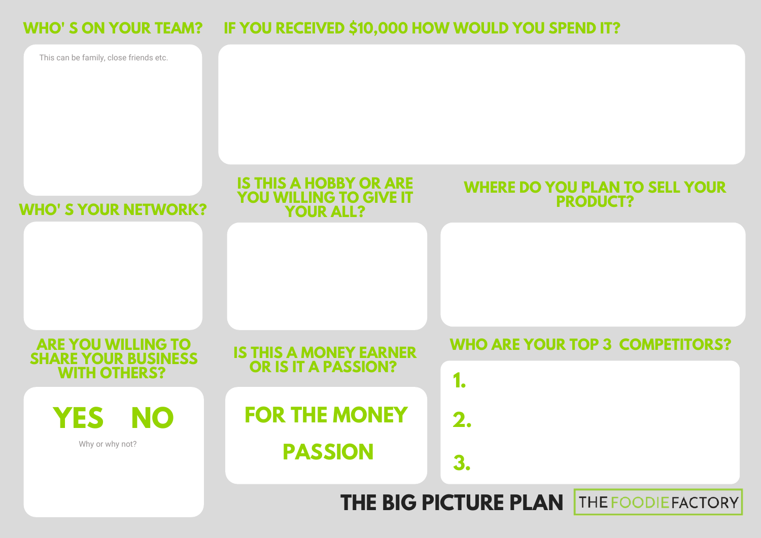# THE BIG PICTURE PLAN

THE FOODIE FACTORY

## WHO' S ON YOUR TEAM?

This can be family, close friends etc.

## IF YOU RECEIVED $10,000 HOW WOULD YOU SPEND IT?

## WHO' S YOUR NETWORK?

## IS THIS A HOBBY OR ARE YOU WILLING TO GIVE IT YOUR ALL?

## WHERE DO YOU PLAN TO SELL YOUR PRODUCT?

## ARE YOU WILLING TO SHARE YOUR BUSINESS WITH OTHERS?

**YES** **NO**

Why or why not?

## IS THIS A MONEY EARNER OR IS IT A PASSION?

**FOR THE MONEY**

**PASSION**

## WHO ARE YOUR TOP 3 COMPETITORS?

1.

2.

3.